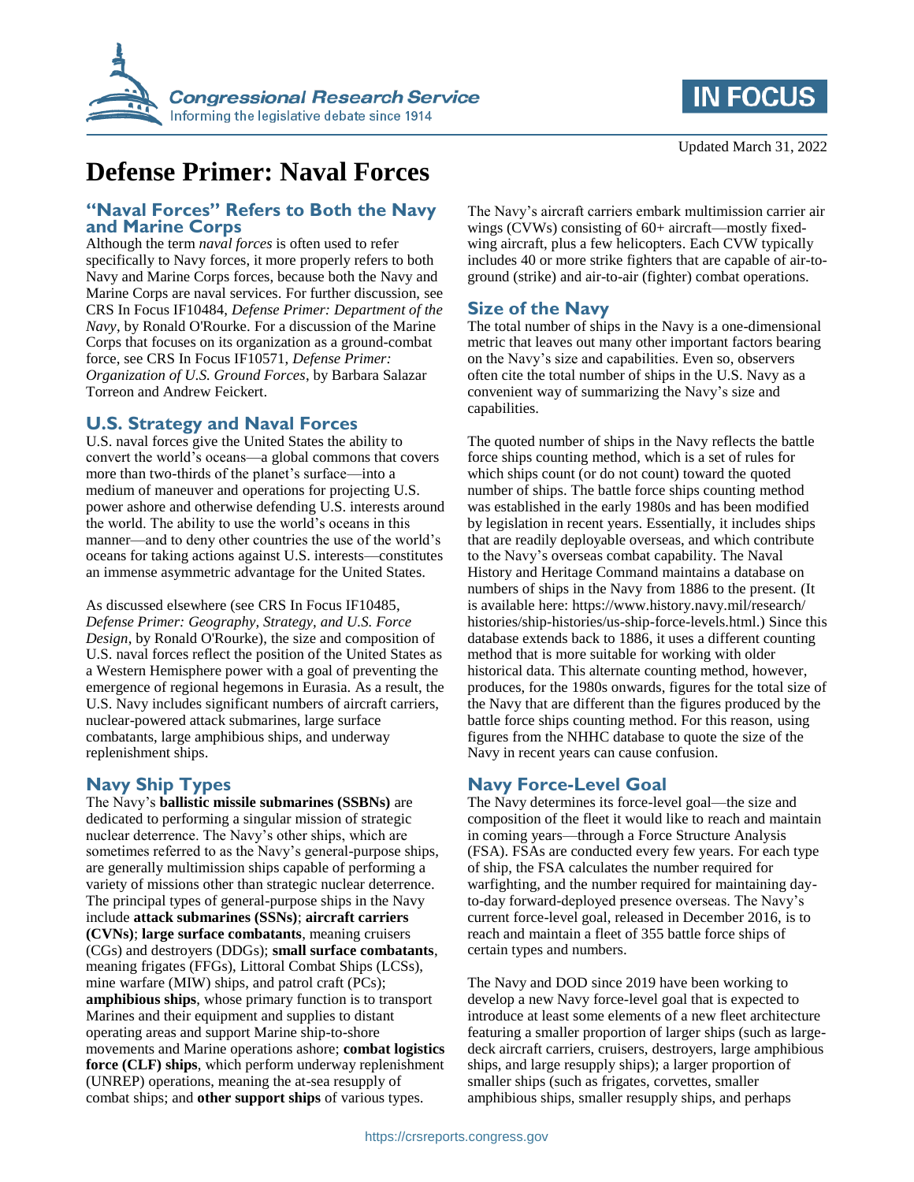Updated March 31, 2022

# Defense Primer: Naval Forces

## "Naval Forces" Refers to Both the Navy and Marine Corps

Although the term *naval forces* is often used to refer specifically to Navy forces, it more properly refers to both Navy and Marine Corps forces, because both the Navy and Marine Corps are naval services. For further discussion, see CRS In Focus IF10484, *Defense Primer: Department of the Navy*, by Ronald O'Rourke. For a discussion of the Marine Corps that focuses on its organization as a ground-combat force, see CRS In Focus IF10571, *Defense Primer: Organization of U.S. Ground Forces*, by Barbara Salazar Torreon and Andrew Feickert.

## U.S. Strategy and Naval Forces

U.S. naval forces give the United States the ability to convert the world's oceans—a global commons that covers more than two-thirds of the planet's surface—into a medium of maneuver and operations for projecting U.S. power ashore and otherwise defending U.S. interests around the world. The ability to use the world's oceans in this manner—and to deny other countries the use of the world's oceans for taking actions against U.S. interests—constitutes an immense asymmetric advantage for the United States.

As discussed elsewhere (see CRS In Focus IF10485, *Defense Primer: Geography, Strategy, and U.S. Force Design*, by Ronald O'Rourke), the size and composition of U.S. naval forces reflect the position of the United States as a Western Hemisphere power with a goal of preventing the emergence of regional hegemons in Eurasia. As a result, the U.S. Navy includes significant numbers of aircraft carriers, nuclear-powered attack submarines, large surface combatants, large amphibious ships, and underway replenishment ships.

## Navy Ship Types

The Navy's **ballistic missile submarines (SSBNs)** are dedicated to performing a singular mission of strategic nuclear deterrence. The Navy's other ships, which are sometimes referred to as the Navy's general-purpose ships, are generally multimission ships capable of performing a variety of missions other than strategic nuclear deterrence. The principal types of general-purpose ships in the Navy include **attack submarines (SSNs)**; **aircraft carriers (CVNs)**; **large surface combatants**, meaning cruisers (CGs) and destroyers (DDGs); **small surface combatants**, meaning frigates (FFGs), Littoral Combat Ships (LCSs), mine warfare (MIW) ships, and patrol craft (PCs); **amphibious ships**, whose primary function is to transport Marines and their equipment and supplies to distant operating areas and support Marine ship-to-shore movements and Marine operations ashore; **combat logistics force (CLF) ships**, which perform underway replenishment (UNREP) operations, meaning the at-sea resupply of combat ships; and **other support ships** of various types.

The Navy's aircraft carriers embark multimission carrier air wings (CVWs) consisting of 60+ aircraft—mostly fixed-wing aircraft, plus a few helicopters. Each CVW typically includes 40 or more strike fighters that are capable of air-to-ground (strike) and air-to-air (fighter) combat operations.

## Size of the Navy

The total number of ships in the Navy is a one-dimensional metric that leaves out many other important factors bearing on the Navy's size and capabilities. Even so, observers often cite the total number of ships in the U.S. Navy as a convenient way of summarizing the Navy's size and capabilities.

The quoted number of ships in the Navy reflects the battle force ships counting method, which is a set of rules for which ships count (or do not count) toward the quoted number of ships. The battle force ships counting method was established in the early 1980s and has been modified by legislation in recent years. Essentially, it includes ships that are readily deployable overseas, and which contribute to the Navy's overseas combat capability. The Naval History and Heritage Command maintains a database on numbers of ships in the Navy from 1886 to the present. (It is available here: https://www.history.navy.mil/research/histories/ship-histories/us-ship-force-levels.html.) Since this database extends back to 1886, it uses a different counting method that is more suitable for working with older historical data. This alternate counting method, however, produces, for the 1980s onwards, figures for the total size of the Navy that are different than the figures produced by the battle force ships counting method. For this reason, using figures from the NHHC database to quote the size of the Navy in recent years can cause confusion.

## Navy Force-Level Goal

The Navy determines its force-level goal—the size and composition of the fleet it would like to reach and maintain in coming years—through a Force Structure Analysis (FSA). FSAs are conducted every few years. For each type of ship, the FSA calculates the number required for warfighting, and the number required for maintaining day-to-day forward-deployed presence overseas. The Navy's current force-level goal, released in December 2016, is to reach and maintain a fleet of 355 battle force ships of certain types and numbers.

The Navy and DOD since 2019 have been working to develop a new Navy force-level goal that is expected to introduce at least some elements of a new fleet architecture featuring a smaller proportion of larger ships (such as large-deck aircraft carriers, cruisers, destroyers, large amphibious ships, and large resupply ships); a larger proportion of smaller ships (such as frigates, corvettes, smaller amphibious ships, smaller resupply ships, and perhaps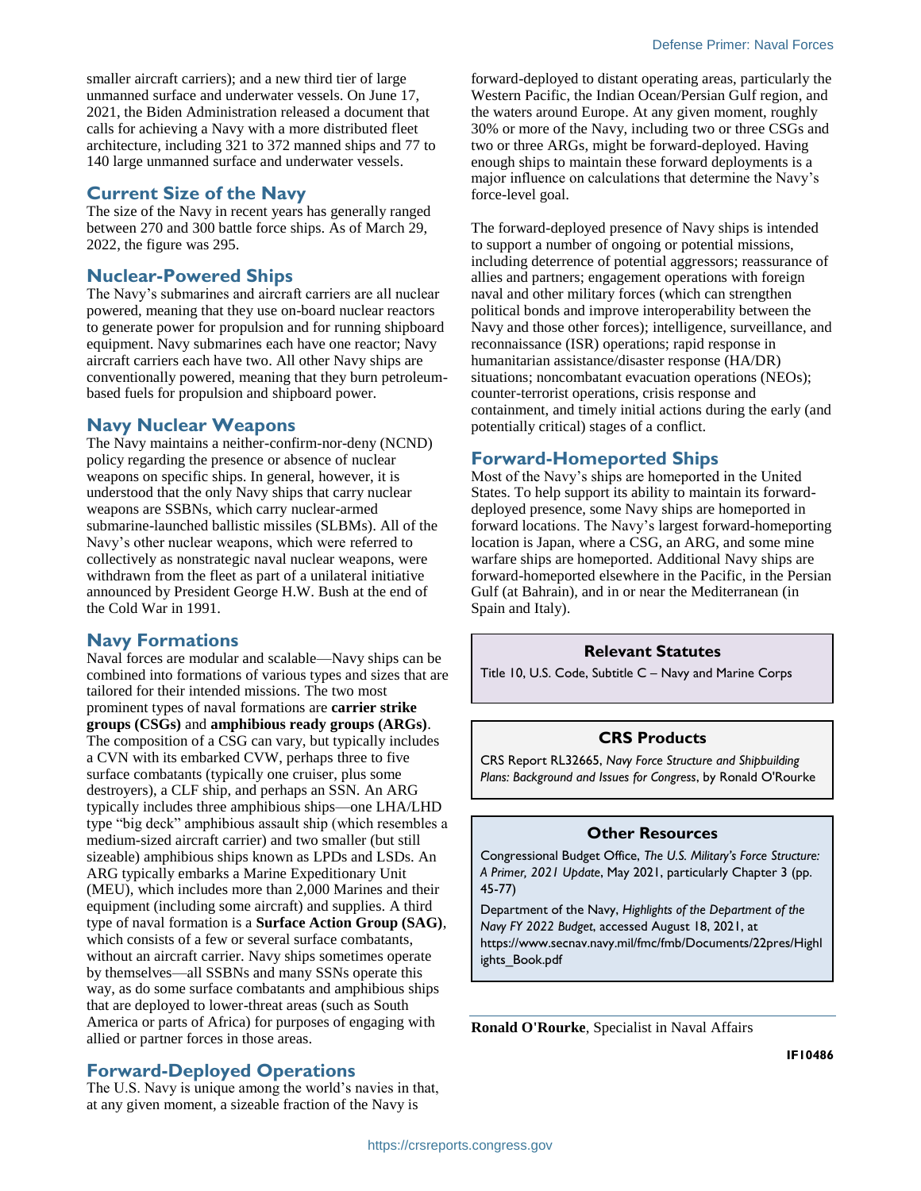smaller aircraft carriers); and a new third tier of large unmanned surface and underwater vessels. On June 17, 2021, the Biden Administration released a document that calls for achieving a Navy with a more distributed fleet architecture, including 321 to 372 manned ships and 77 to 140 large unmanned surface and underwater vessels.

## Current Size of the Navy

The size of the Navy in recent years has generally ranged between 270 and 300 battle force ships. As of March 29, 2022, the figure was 295.

## Nuclear-Powered Ships

The Navy's submarines and aircraft carriers are all nuclear powered, meaning that they use on-board nuclear reactors to generate power for propulsion and for running shipboard equipment. Navy submarines each have one reactor; Navy aircraft carriers each have two. All other Navy ships are conventionally powered, meaning that they burn petroleum-based fuels for propulsion and shipboard power.

## Navy Nuclear Weapons

The Navy maintains a neither-confirm-nor-deny (NCND) policy regarding the presence or absence of nuclear weapons on specific ships. In general, however, it is understood that the only Navy ships that carry nuclear weapons are SSBNs, which carry nuclear-armed submarine-launched ballistic missiles (SLBMs). All of the Navy's other nuclear weapons, which were referred to collectively as nonstrategic naval nuclear weapons, were withdrawn from the fleet as part of a unilateral initiative announced by President George H.W. Bush at the end of the Cold War in 1991.

## Navy Formations

Naval forces are modular and scalable—Navy ships can be combined into formations of various types and sizes that are tailored for their intended missions. The two most prominent types of naval formations are **carrier strike groups (CSGs)** and **amphibious ready groups (ARGs)**. The composition of a CSG can vary, but typically includes a CVN with its embarked CVW, perhaps three to five surface combatants (typically one cruiser, plus some destroyers), a CLF ship, and perhaps an SSN. An ARG typically includes three amphibious ships—one LHA/LHD type "big deck" amphibious assault ship (which resembles a medium-sized aircraft carrier) and two smaller (but still sizeable) amphibious ships known as LPDs and LSDs. An ARG typically embarks a Marine Expeditionary Unit (MEU), which includes more than 2,000 Marines and their equipment (including some aircraft) and supplies. A third type of naval formation is a **Surface Action Group (SAG)**, which consists of a few or several surface combatants, without an aircraft carrier. Navy ships sometimes operate by themselves—all SSBNs and many SSNs operate this way, as do some surface combatants and amphibious ships that are deployed to lower-threat areas (such as South America or parts of Africa) for purposes of engaging with allied or partner forces in those areas.

## Forward-Deployed Operations

The U.S. Navy is unique among the world's navies in that, at any given moment, a sizeable fraction of the Navy is forward-deployed to distant operating areas, particularly the Western Pacific, the Indian Ocean/Persian Gulf region, and the waters around Europe. At any given moment, roughly 30% or more of the Navy, including two or three CSGs and two or three ARGs, might be forward-deployed. Having enough ships to maintain these forward deployments is a major influence on calculations that determine the Navy's force-level goal.

The forward-deployed presence of Navy ships is intended to support a number of ongoing or potential missions, including deterrence of potential aggressors; reassurance of allies and partners; engagement operations with foreign naval and other military forces (which can strengthen political bonds and improve interoperability between the Navy and those other forces); intelligence, surveillance, and reconnaissance (ISR) operations; rapid response in humanitarian assistance/disaster response (HA/DR) situations; noncombatant evacuation operations (NEOs); counter-terrorist operations, crisis response and containment, and timely initial actions during the early (and potentially critical) stages of a conflict.

## Forward-Homeported Ships

Most of the Navy's ships are homeported in the United States. To help support its ability to maintain its forward-deployed presence, some Navy ships are homeported in forward locations. The Navy's largest forward-homeporting location is Japan, where a CSG, an ARG, and some mine warfare ships are homeported. Additional Navy ships are forward-homeported elsewhere in the Pacific, in the Persian Gulf (at Bahrain), and in or near the Mediterranean (in Spain and Italy).

### Relevant Statutes

Title 10, U.S. Code, Subtitle C – Navy and Marine Corps

### CRS Products

CRS Report RL32665, *Navy Force Structure and Shipbuilding Plans: Background and Issues for Congress*, by Ronald O'Rourke

### Other Resources

Congressional Budget Office, *The U.S. Military's Force Structure: A Primer, 2021 Update*, May 2021, particularly Chapter 3 (pp. 45-77)

Department of the Navy, *Highlights of the Department of the Navy FY 2022 Budget*, accessed August 18, 2021, at https://www.secnav.navy.mil/fmc/fmb/Documents/22pres/Highlights_Book.pdf

---

**Ronald O'Rourke**, Specialist in Naval Affairs

IF10486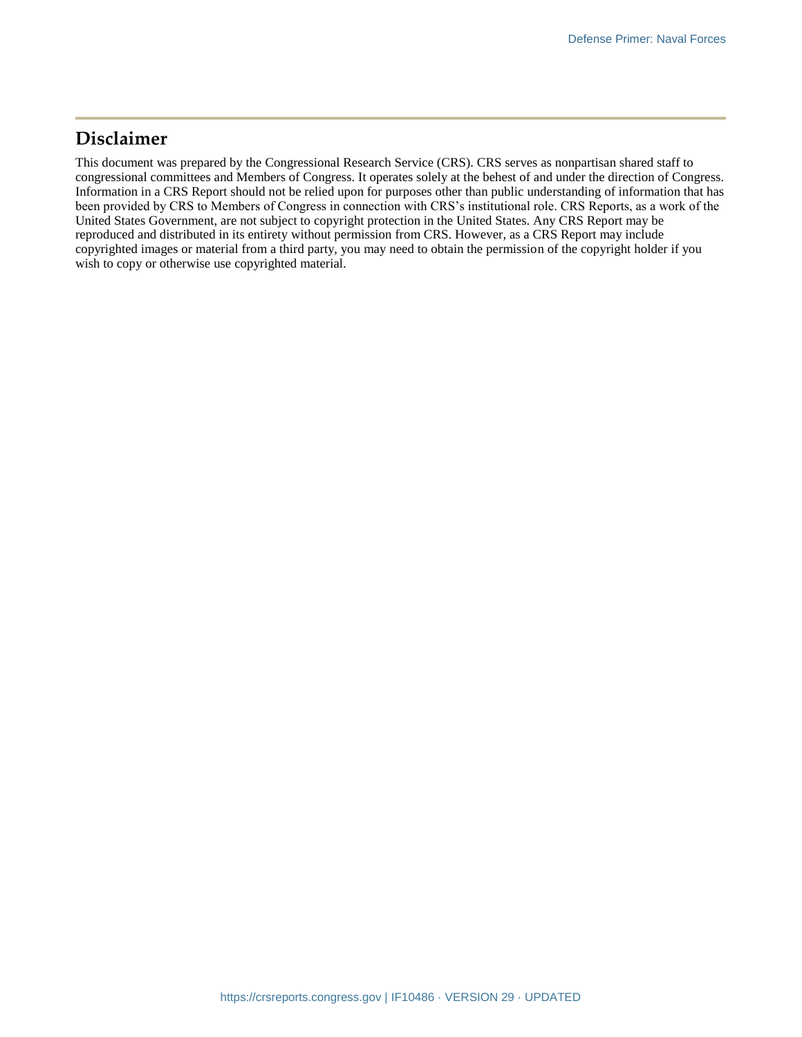## Disclaimer

This document was prepared by the Congressional Research Service (CRS). CRS serves as nonpartisan shared staff to congressional committees and Members of Congress. It operates solely at the behest of and under the direction of Congress. Information in a CRS Report should not be relied upon for purposes other than public understanding of information that has been provided by CRS to Members of Congress in connection with CRS's institutional role. CRS Reports, as a work of the United States Government, are not subject to copyright protection in the United States. Any CRS Report may be reproduced and distributed in its entirety without permission from CRS. However, as a CRS Report may include copyrighted images or material from a third party, you may need to obtain the permission of the copyright holder if you wish to copy or otherwise use copyrighted material.